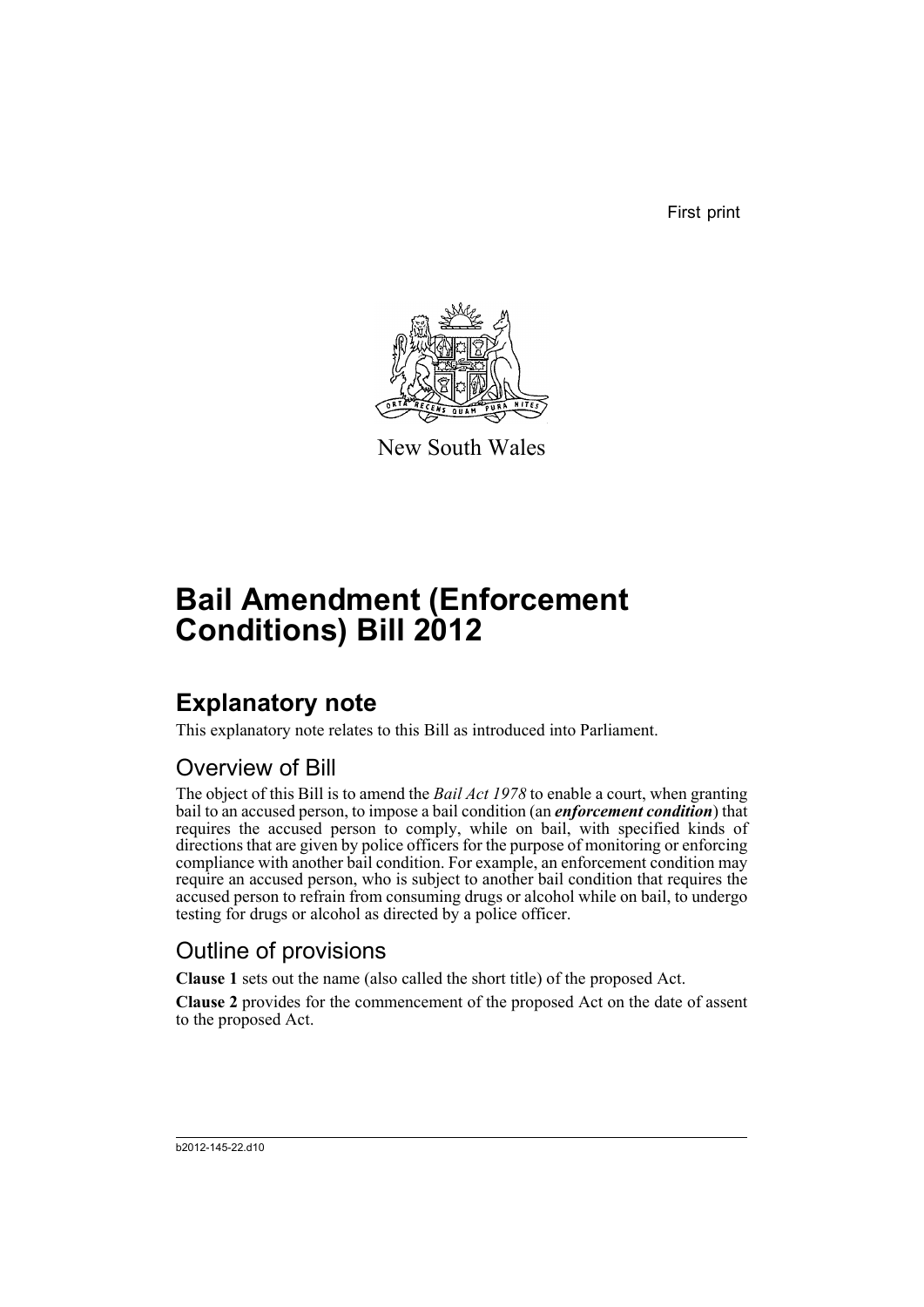First print

New South Wales

# Bail Amendment (Enforcement Conditions) Bill 2012

## Explanatory note

This explanatory note relates to this Bill as introduced into Parliament.

### Overview of Bill

The object of this Bill is to amend the *Bail Act 1978* to enable a court, when granting bail to an accused person, to impose a bail condition (an ***enforcement condition***) that requires the accused person to comply, while on bail, with specified kinds of directions that are given by police officers for the purpose of monitoring or enforcing compliance with another bail condition. For example, an enforcement condition may require an accused person, who is subject to another bail condition that requires the accused person to refrain from consuming drugs or alcohol while on bail, to undergo testing for drugs or alcohol as directed by a police officer.

### Outline of provisions

**Clause 1** sets out the name (also called the short title) of the proposed Act.

**Clause 2** provides for the commencement of the proposed Act on the date of assent to the proposed Act.

b2012-145-22.d10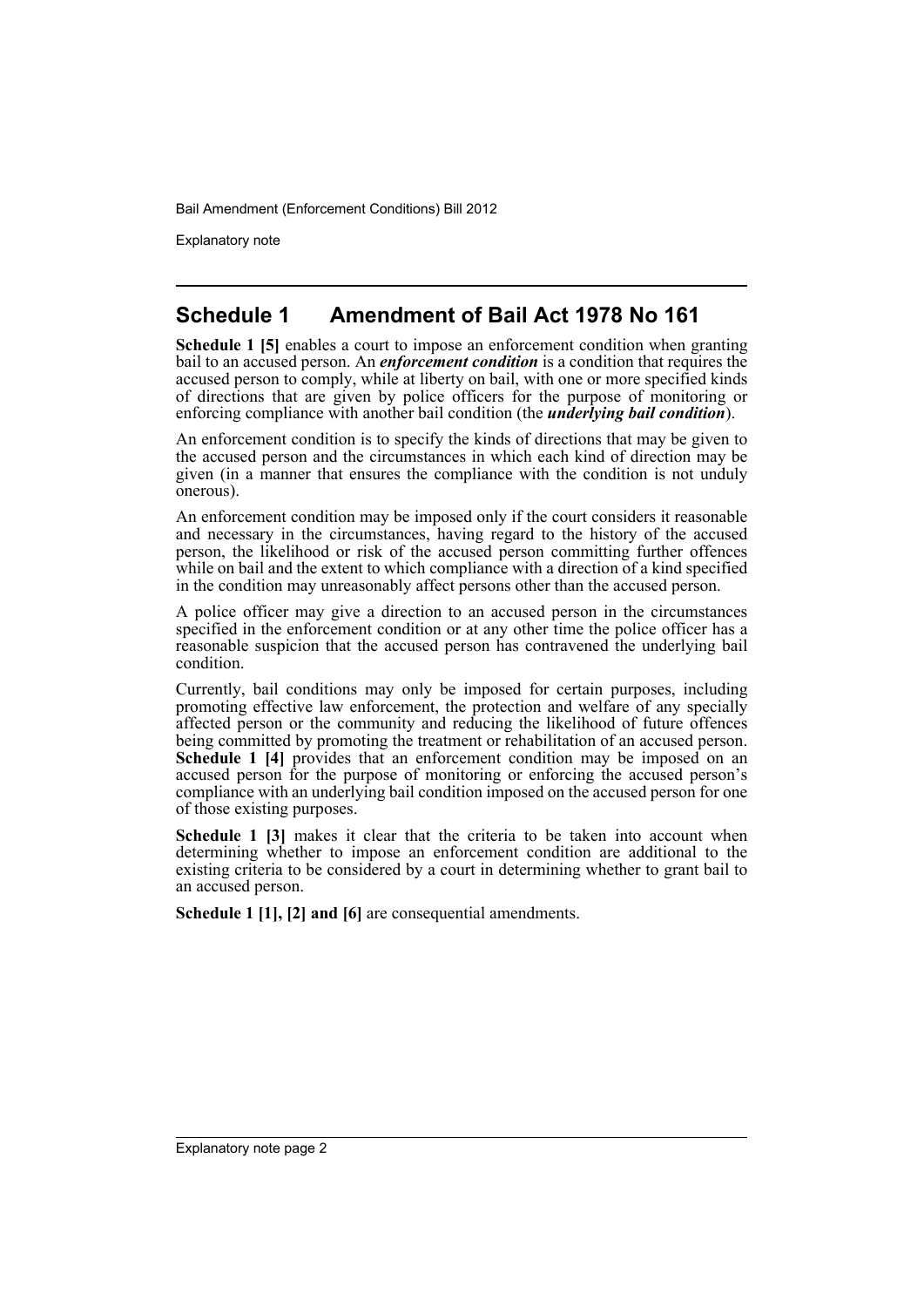## Schedule 1 Amendment of Bail Act 1978 No 161

**Schedule 1 [5]** enables a court to impose an enforcement condition when granting bail to an accused person. An ***enforcement condition*** is a condition that requires the accused person to comply, while at liberty on bail, with one or more specified kinds of directions that are given by police officers for the purpose of monitoring or enforcing compliance with another bail condition (the ***underlying bail condition***).

An enforcement condition is to specify the kinds of directions that may be given to the accused person and the circumstances in which each kind of direction may be given (in a manner that ensures the compliance with the condition is not unduly onerous).

An enforcement condition may be imposed only if the court considers it reasonable and necessary in the circumstances, having regard to the history of the accused person, the likelihood or risk of the accused person committing further offences while on bail and the extent to which compliance with a direction of a kind specified in the condition may unreasonably affect persons other than the accused person.

A police officer may give a direction to an accused person in the circumstances specified in the enforcement condition or at any other time the police officer has a reasonable suspicion that the accused person has contravened the underlying bail condition.

Currently, bail conditions may only be imposed for certain purposes, including promoting effective law enforcement, the protection and welfare of any specially affected person or the community and reducing the likelihood of future offences being committed by promoting the treatment or rehabilitation of an accused person. **Schedule 1 [4]** provides that an enforcement condition may be imposed on an accused person for the purpose of monitoring or enforcing the accused person's compliance with an underlying bail condition imposed on the accused person for one of those existing purposes.

**Schedule 1 [3]** makes it clear that the criteria to be taken into account when determining whether to impose an enforcement condition are additional to the existing criteria to be considered by a court in determining whether to grant bail to an accused person.

**Schedule 1 [1], [2] and [6]** are consequential amendments.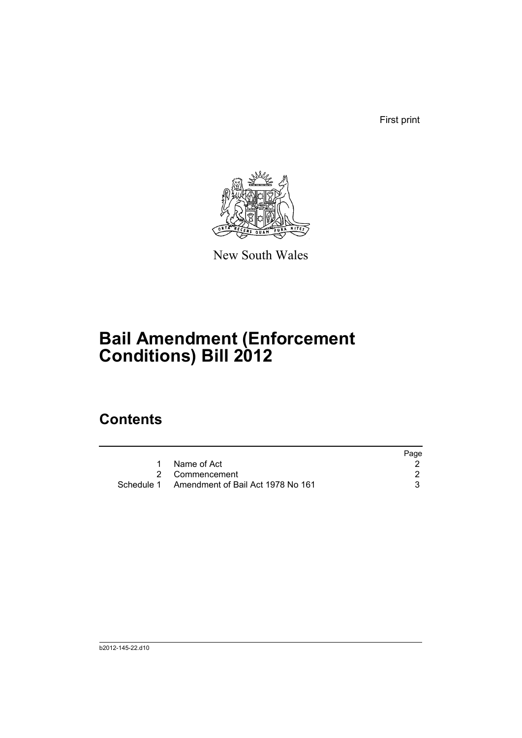First print

New South Wales

# Bail Amendment (Enforcement Conditions) Bill 2012

## Contents

| | | Page |
|---|---|---|
| 1 | Name of Act | 2 |
| 2 | Commencement | 2 |
| Schedule 1 | Amendment of Bail Act 1978 No 161 | 3 |

b2012-145-22.d10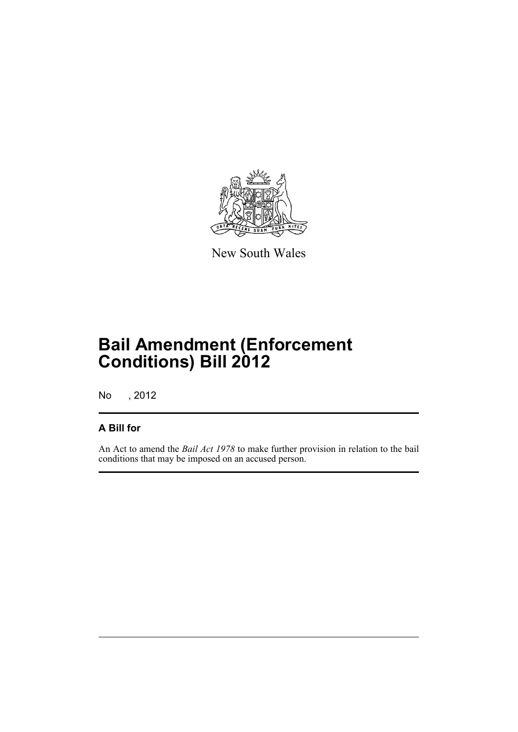New South Wales

# Bail Amendment (Enforcement Conditions) Bill 2012

No , 2012

## A Bill for

An Act to amend the *Bail Act 1978* to make further provision in relation to the bail conditions that may be imposed on an accused person.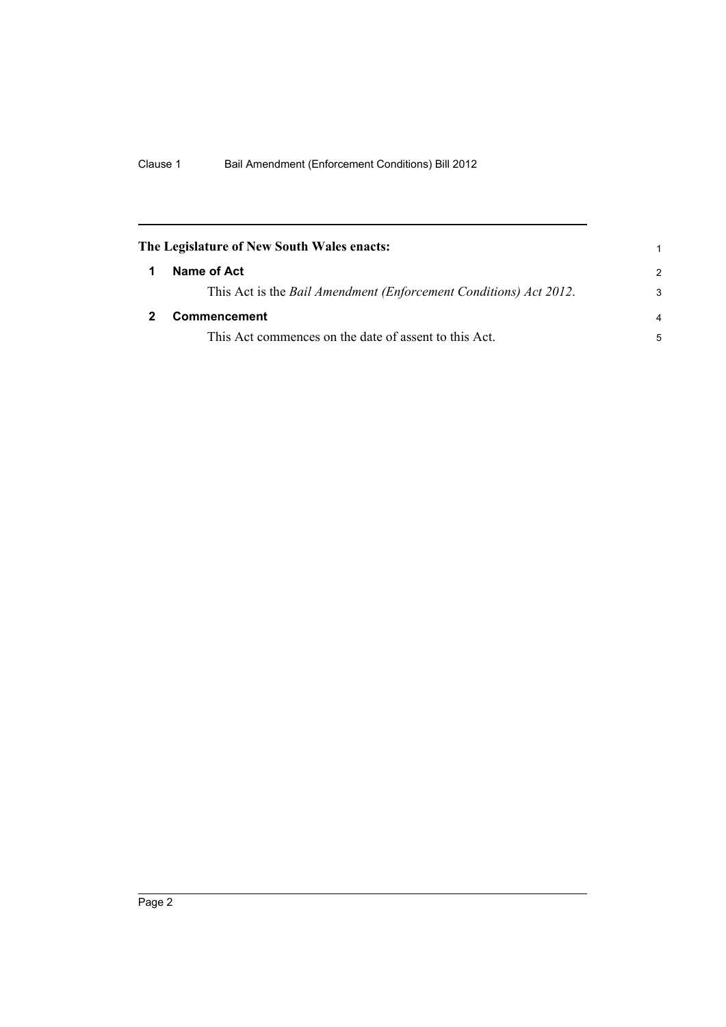**The Legislature of New South Wales enacts:**

**1 Name of Act**

This Act is the *Bail Amendment (Enforcement Conditions) Act 2012*.

**2 Commencement**

This Act commences on the date of assent to this Act.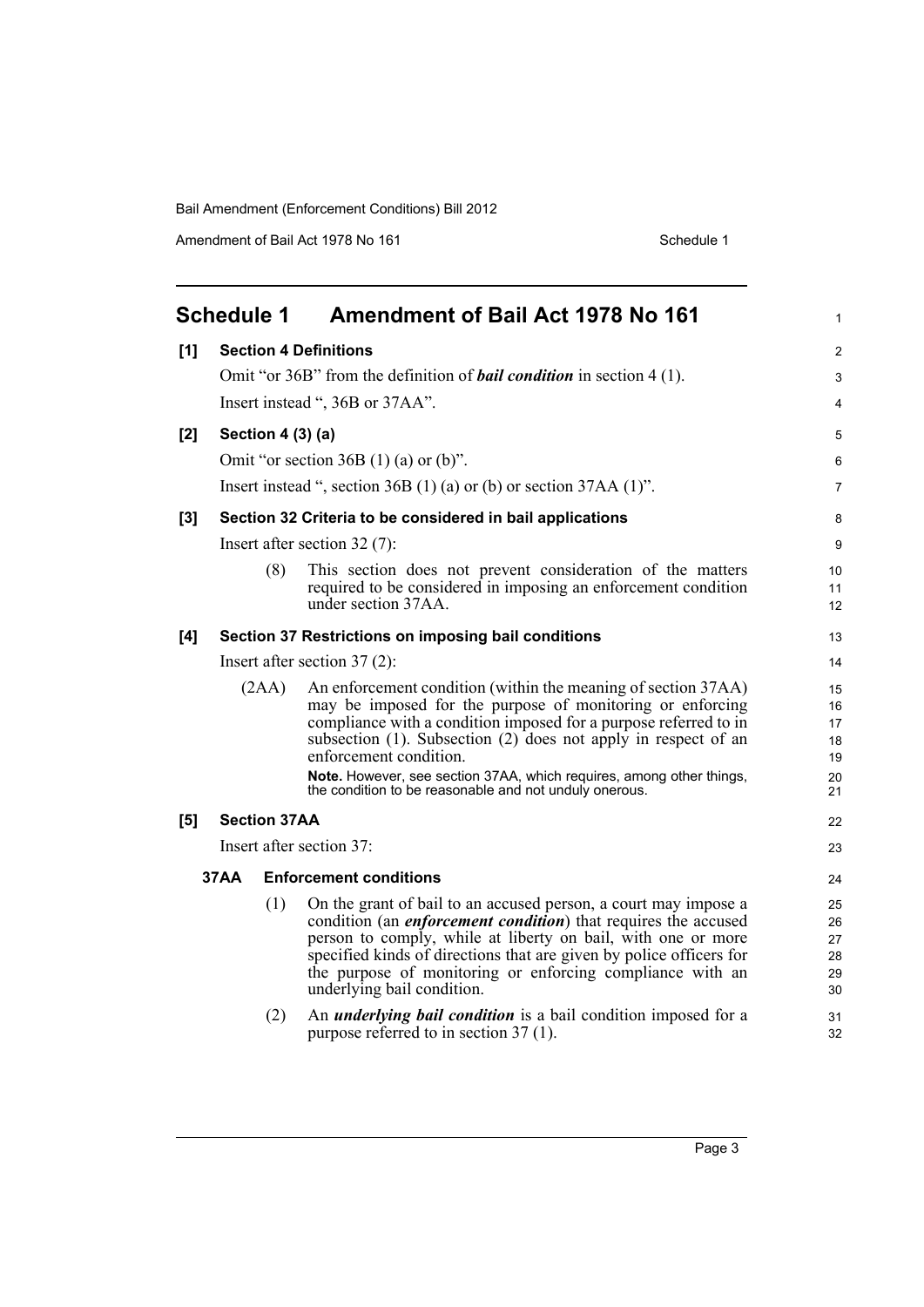## Schedule 1 Amendment of Bail Act 1978 No 161

**[1] Section 4 Definitions**

Omit "or 36B" from the definition of ***bail condition*** in section 4 (1).

Insert instead ", 36B or 37AA".

**[2] Section 4 (3) (a)**

Omit "or section 36B (1) (a) or (b)".

Insert instead ", section 36B (1) (a) or (b) or section 37AA (1)".

**[3] Section 32 Criteria to be considered in bail applications**

Insert after section 32 (7):

(8) This section does not prevent consideration of the matters required to be considered in imposing an enforcement condition under section 37AA.

**[4] Section 37 Restrictions on imposing bail conditions**

Insert after section 37 (2):

(2AA) An enforcement condition (within the meaning of section 37AA) may be imposed for the purpose of monitoring or enforcing compliance with a condition imposed for a purpose referred to in subsection (1). Subsection (2) does not apply in respect of an enforcement condition.

**Note.** However, see section 37AA, which requires, among other things, the condition to be reasonable and not unduly onerous.

**[5] Section 37AA**

Insert after section 37:

**37AA Enforcement conditions**

(1) On the grant of bail to an accused person, a court may impose a condition (an ***enforcement condition***) that requires the accused person to comply, while at liberty on bail, with one or more specified kinds of directions that are given by police officers for the purpose of monitoring or enforcing compliance with an underlying bail condition.

(2) An ***underlying bail condition*** is a bail condition imposed for a purpose referred to in section 37 (1).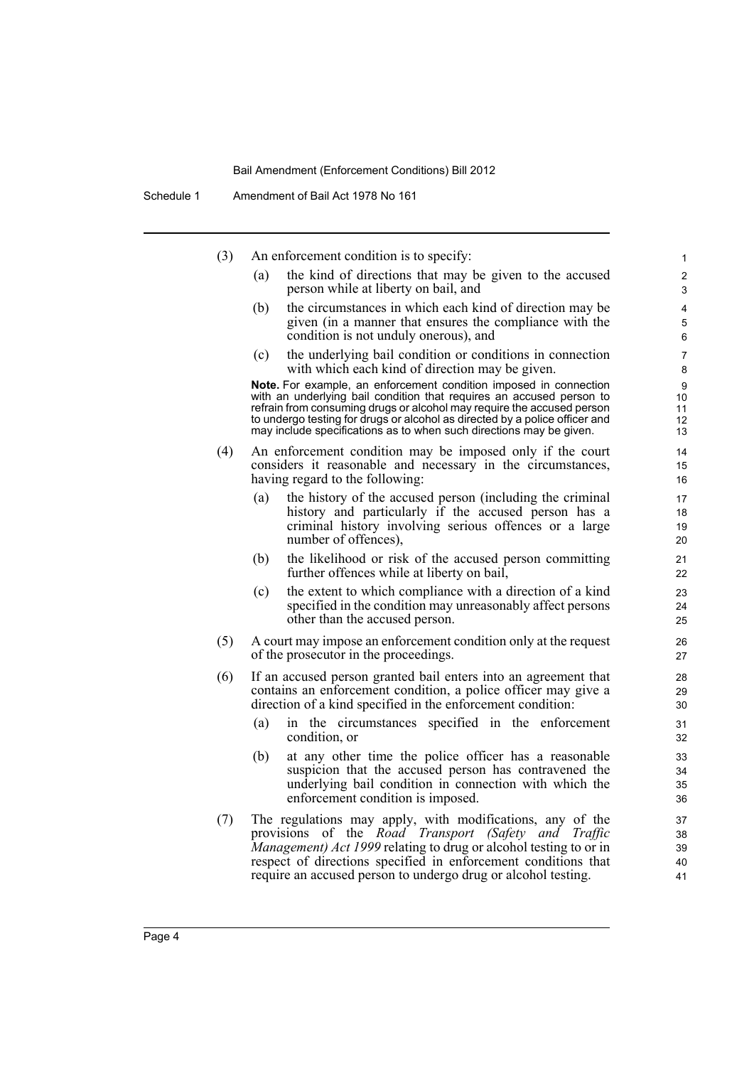(3) An enforcement condition is to specify:

(a) the kind of directions that may be given to the accused person while at liberty on bail, and

(b) the circumstances in which each kind of direction may be given (in a manner that ensures the compliance with the condition is not unduly onerous), and

(c) the underlying bail condition or conditions in connection with which each kind of direction may be given.

**Note.** For example, an enforcement condition imposed in connection with an underlying bail condition that requires an accused person to refrain from consuming drugs or alcohol may require the accused person to undergo testing for drugs or alcohol as directed by a police officer and may include specifications as to when such directions may be given.

(4) An enforcement condition may be imposed only if the court considers it reasonable and necessary in the circumstances, having regard to the following:

(a) the history of the accused person (including the criminal history and particularly if the accused person has a criminal history involving serious offences or a large number of offences),

(b) the likelihood or risk of the accused person committing further offences while at liberty on bail,

(c) the extent to which compliance with a direction of a kind specified in the condition may unreasonably affect persons other than the accused person.

(5) A court may impose an enforcement condition only at the request of the prosecutor in the proceedings.

(6) If an accused person granted bail enters into an agreement that contains an enforcement condition, a police officer may give a direction of a kind specified in the enforcement condition:

(a) in the circumstances specified in the enforcement condition, or

(b) at any other time the police officer has a reasonable suspicion that the accused person has contravened the underlying bail condition in connection with which the enforcement condition is imposed.

(7) The regulations may apply, with modifications, any of the provisions of the *Road Transport (Safety and Traffic Management) Act 1999* relating to drug or alcohol testing to or in respect of directions specified in enforcement conditions that require an accused person to undergo drug or alcohol testing.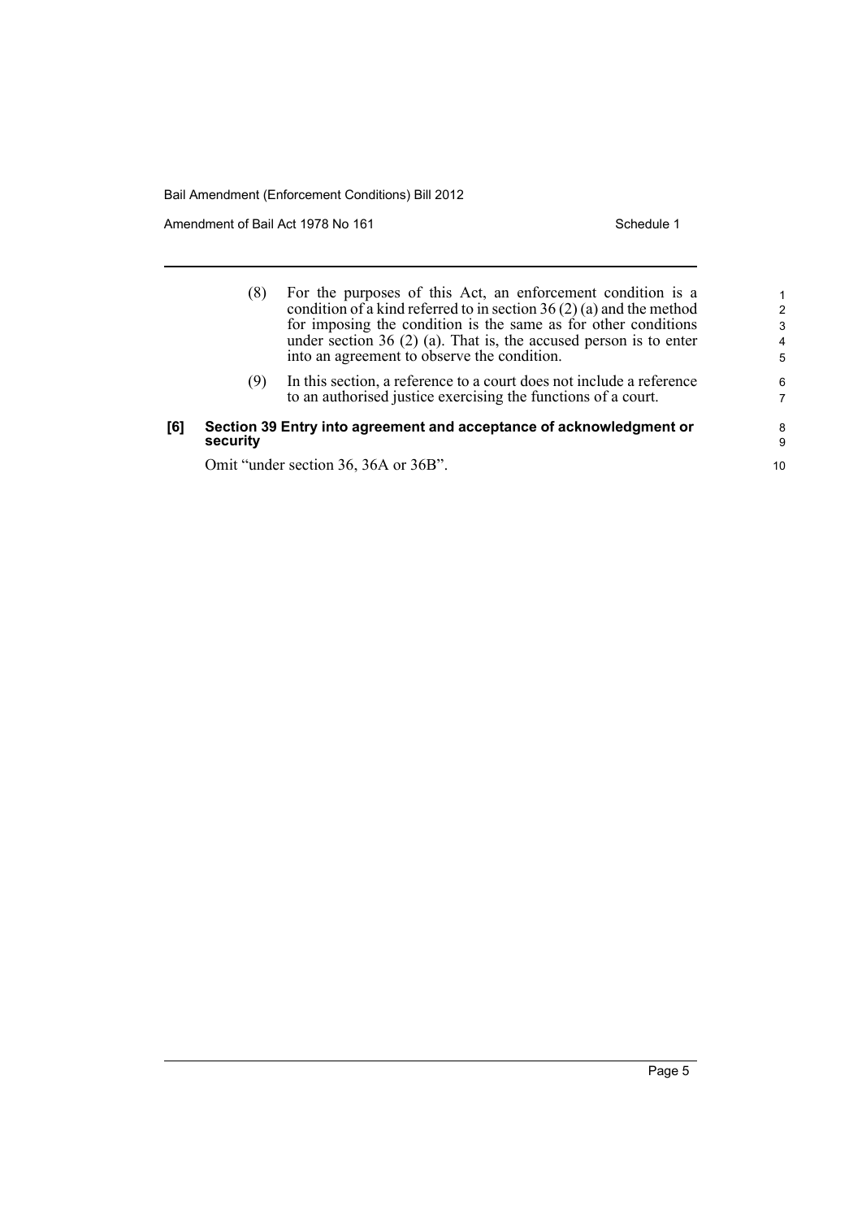(8) For the purposes of this Act, an enforcement condition is a condition of a kind referred to in section 36 (2) (a) and the method for imposing the condition is the same as for other conditions under section 36 (2) (a). That is, the accused person is to enter into an agreement to observe the condition.

(9) In this section, a reference to a court does not include a reference to an authorised justice exercising the functions of a court.

**[6] Section 39 Entry into agreement and acceptance of acknowledgment or security**

Omit "under section 36, 36A or 36B".